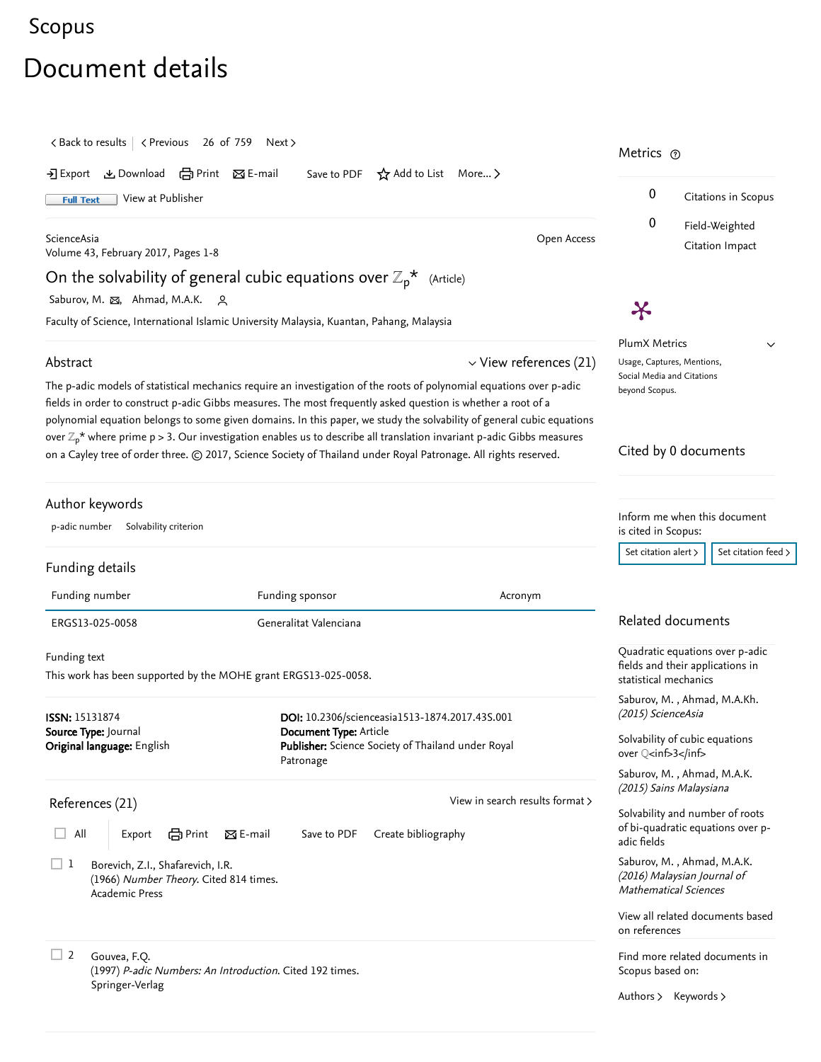Scopus

# Document details

< Back to results | < Previous 26 of 759 Next >

Export Download Print E-mail Save to PDF Add to List More... >

Full Text View at Publisher

ScienceAsia
Volume 43, February 2017, Pages 1-8

Open Access

## On the solvability of general cubic equations over $\mathbb{Z}_p^*$ (Article)

Saburov, M., Ahmad, M.A.K.

Faculty of Science, International Islamic University Malaysia, Kuantan, Pahang, Malaysia

### Abstract

View references (21)

The p-adic models of statistical mechanics require an investigation of the roots of polynomial equations over p-adic fields in order to construct p-adic Gibbs measures. The most frequently asked question is whether a root of a polynomial equation belongs to some given domains. In this paper, we study the solvability of general cubic equations over $\mathbb{Z}_p^*$ where prime p > 3. Our investigation enables us to describe all translation invariant p-adic Gibbs measures on a Cayley tree of order three. © 2017, Science Society of Thailand under Royal Patronage. All rights reserved.

### Author keywords

p-adic number Solvability criterion

### Funding details

| Funding number | Funding sponsor | Acronym |
|---|---|---|
| ERGS13-025-0058 | Generalitat Valenciana | |

Funding text

This work has been supported by the MOHE grant ERGS13-025-0058.

**ISSN:** 15131874
**Source Type:** Journal
**Original language:** English

**DOI:** 10.2306/scienceasia1513-1874.2017.43S.001
**Document Type:** Article
**Publisher:** Science Society of Thailand under Royal Patronage

### References (21)

View in search results format >

All Export Print E-mail Save to PDF Create bibliography

1. Borevich, Z.I., Shafarevich, I.R.
(1966) *Number Theory*. Cited 814 times.
Academic Press

2. Gouvea, F.Q.
(1997) *P-adic Numbers: An Introduction*. Cited 192 times.
Springer-Verlag

## Metrics

0 Citations in Scopus

0 Field-Weighted Citation Impact

PlumX Metrics

Usage, Captures, Mentions, Social Media and Citations beyond Scopus.

## Cited by 0 documents

Inform me when this document is cited in Scopus:

Set citation alert > Set citation feed >

## Related documents

Quadratic equations over p-adic fields and their applications in statistical mechanics

Saburov, M. , Ahmad, M.A.Kh.
*(2015) ScienceAsia*

Solvability of cubic equations over $\mathbb{Q}$<inf>3</inf>

Saburov, M. , Ahmad, M.A.K.
*(2015) Sains Malaysiana*

Solvability and number of roots of bi-quadratic equations over p-adic fields

Saburov, M. , Ahmad, M.A.K.
*(2016) Malaysian Journal of Mathematical Sciences*

View all related documents based on references

Find more related documents in Scopus based on:

Authors > Keywords >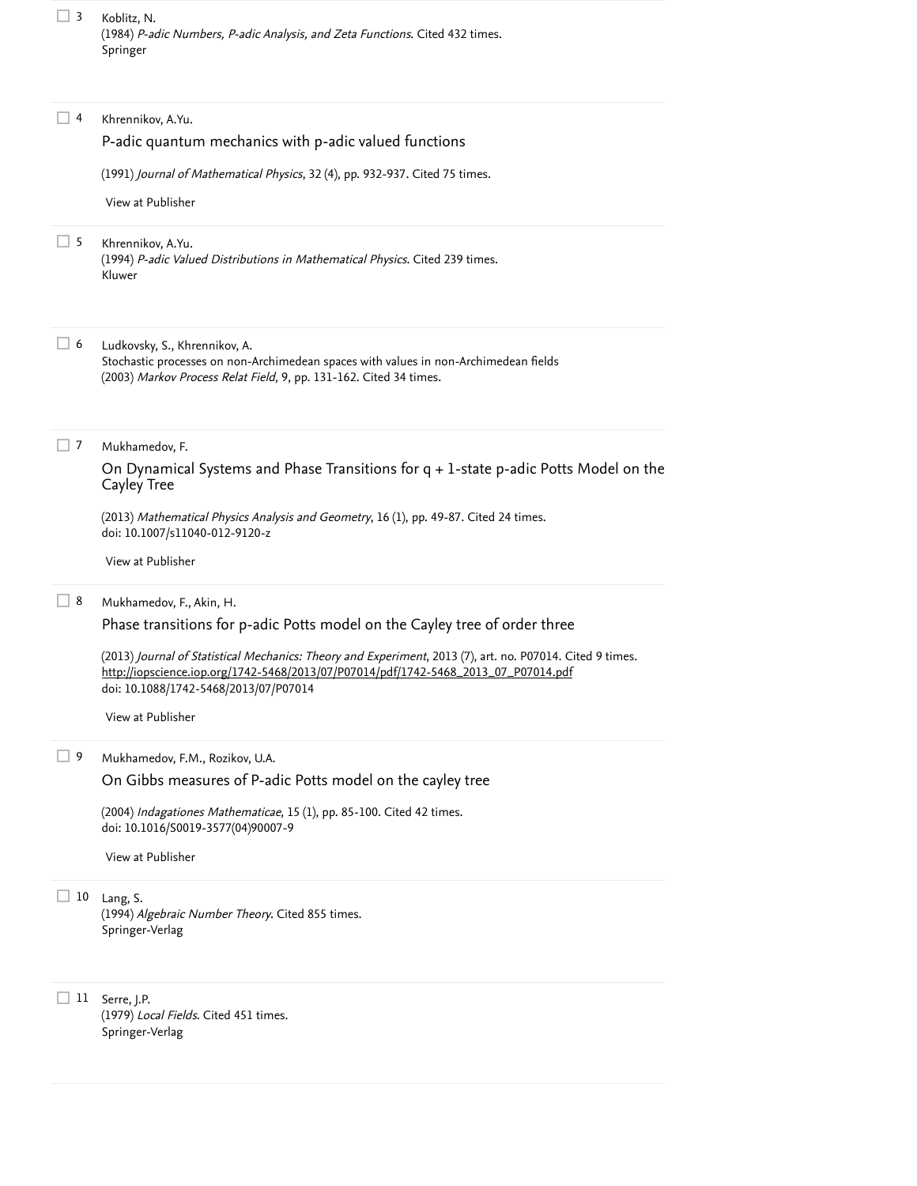3 Koblitz, N.
(1984) *P-adic Numbers, P-adic Analysis, and Zeta Functions*. Cited 432 times.
Springer

4 Khrennikov, A.Yu.

P-adic quantum mechanics with p-adic valued functions

(1991) *Journal of Mathematical Physics*, 32 (4), pp. 932-937. Cited 75 times.

View at Publisher

5 Khrennikov, A.Yu.
(1994) *P-adic Valued Distributions in Mathematical Physics*. Cited 239 times.
Kluwer

6 Ludkovsky, S., Khrennikov, A.
Stochastic processes on non-Archimedean spaces with values in non-Archimedean fields
(2003) *Markov Process Relat Field*, 9, pp. 131-162. Cited 34 times.

7 Mukhamedov, F.

On Dynamical Systems and Phase Transitions for q + 1-state p-adic Potts Model on the Cayley Tree

(2013) *Mathematical Physics Analysis and Geometry*, 16 (1), pp. 49-87. Cited 24 times.
doi: 10.1007/s11040-012-9120-z

View at Publisher

8 Mukhamedov, F., Akin, H.

Phase transitions for p-adic Potts model on the Cayley tree of order three

(2013) *Journal of Statistical Mechanics: Theory and Experiment*, 2013 (7), art. no. P07014. Cited 9 times.
http://iopscience.iop.org/1742-5468/2013/07/P07014/pdf/1742-5468_2013_07_P07014.pdf
doi: 10.1088/1742-5468/2013/07/P07014

View at Publisher

9 Mukhamedov, F.M., Rozikov, U.A.

On Gibbs measures of P-adic Potts model on the cayley tree

(2004) *Indagationes Mathematicae*, 15 (1), pp. 85-100. Cited 42 times.
doi: 10.1016/S0019-3577(04)90007-9

View at Publisher

10 Lang, S.
(1994) *Algebraic Number Theory*. Cited 855 times.
Springer-Verlag

11 Serre, J.P.
(1979) *Local Fields*. Cited 451 times.
Springer-Verlag